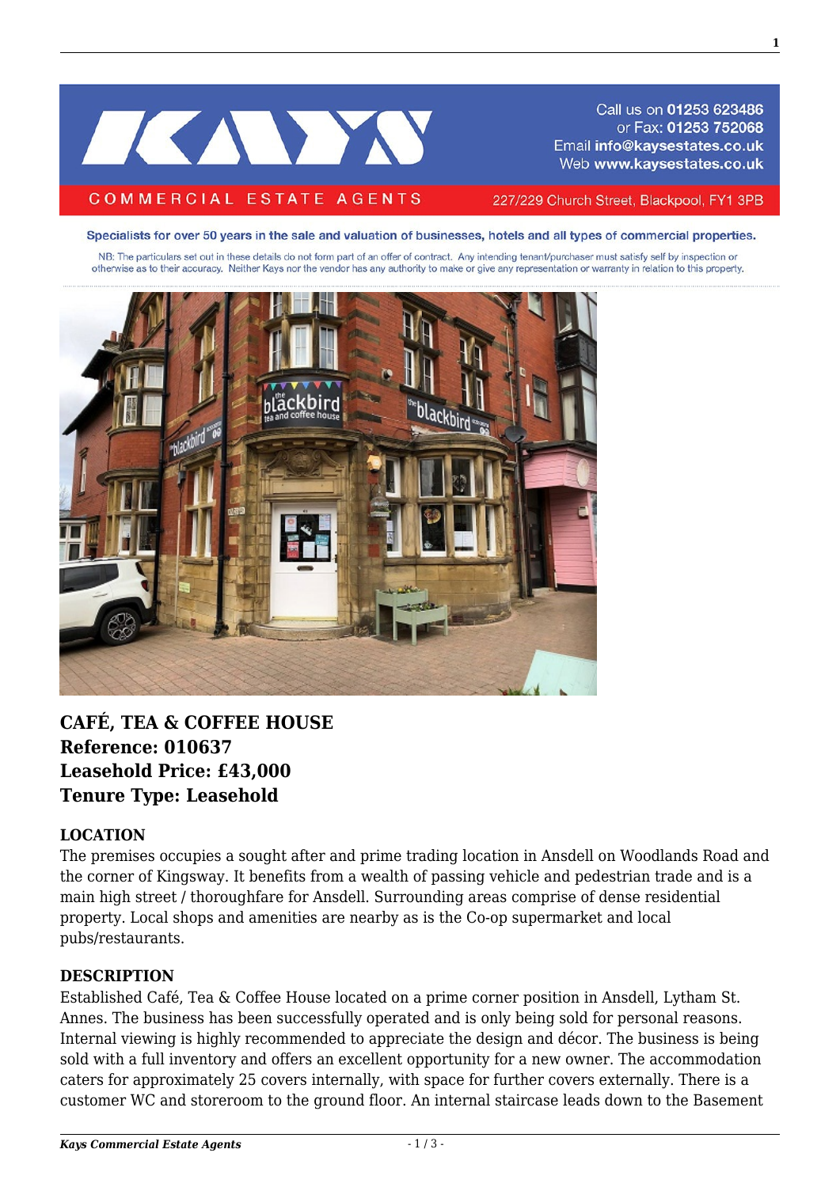Call us on **01253 623486**
or Fax: **01253 752068**
Email **info@kaysestates.co.uk**
Web **www.kaysestates.co.uk**

COMMERCIAL ESTATE AGENTS

227/229 Church Street, Blackpool, FY1 3PB

**Specialists for over 50 years in the sale and valuation of businesses, hotels and all types of commercial properties.**

NB: The particulars set out in these details do not form part of an offer of contract. Any intending tenant/purchaser must satisfy self by inspection or otherwise as to their accuracy. Neither Kays nor the vendor has any authority to make or give any representation or warranty in relation to this property.

## CAFÉ, TEA & COFFEE HOUSE
## Reference: 010637
## Leasehold Price: £43,000
## Tenure Type: Leasehold

### LOCATION

The premises occupies a sought after and prime trading location in Ansdell on Woodlands Road and the corner of Kingsway. It benefits from a wealth of passing vehicle and pedestrian trade and is a main high street / thoroughfare for Ansdell. Surrounding areas comprise of dense residential property. Local shops and amenities are nearby as is the Co-op supermarket and local pubs/restaurants.

### DESCRIPTION

Established Café, Tea & Coffee House located on a prime corner position in Ansdell, Lytham St. Annes. The business has been successfully operated and is only being sold for personal reasons. Internal viewing is highly recommended to appreciate the design and décor. The business is being sold with a full inventory and offers an excellent opportunity for a new owner. The accommodation caters for approximately 25 covers internally, with space for further covers externally. There is a customer WC and storeroom to the ground floor. An internal staircase leads down to the Basement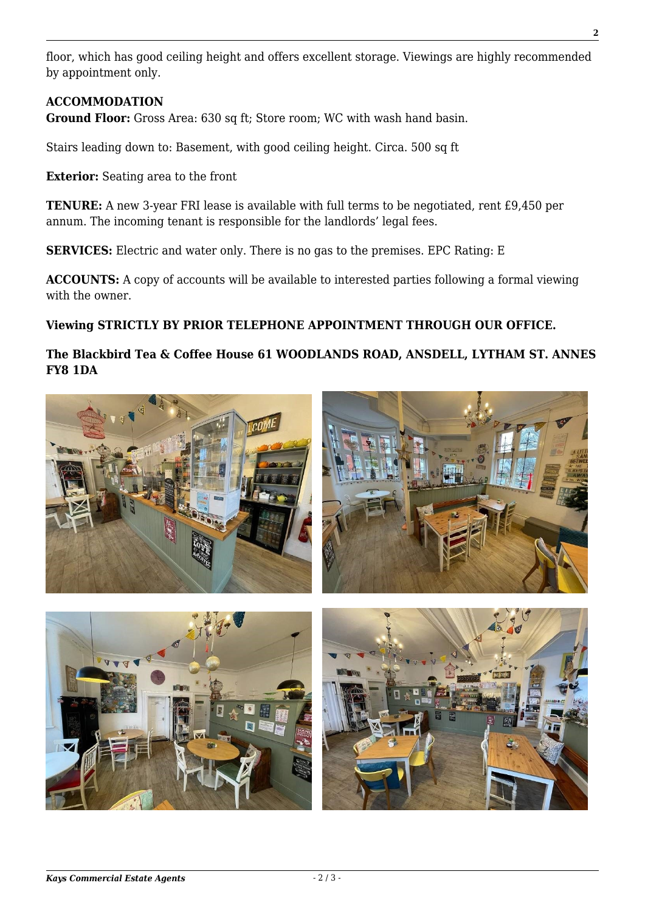floor, which has good ceiling height and offers excellent storage. Viewings are highly recommended by appointment only.

**ACCOMMODATION**
**Ground Floor:** Gross Area: 630 sq ft; Store room; WC with wash hand basin.

Stairs leading down to: Basement, with good ceiling height. Circa. 500 sq ft

**Exterior:** Seating area to the front

**TENURE:** A new 3-year FRI lease is available with full terms to be negotiated, rent £9,450 per annum. The incoming tenant is responsible for the landlords' legal fees.

**SERVICES:** Electric and water only. There is no gas to the premises. EPC Rating: E

**ACCOUNTS:** A copy of accounts will be available to interested parties following a formal viewing with the owner.

**Viewing STRICTLY BY PRIOR TELEPHONE APPOINTMENT THROUGH OUR OFFICE.**

**The Blackbird Tea & Coffee House 61 WOODLANDS ROAD, ANSDELL, LYTHAM ST. ANNES FY8 1DA**